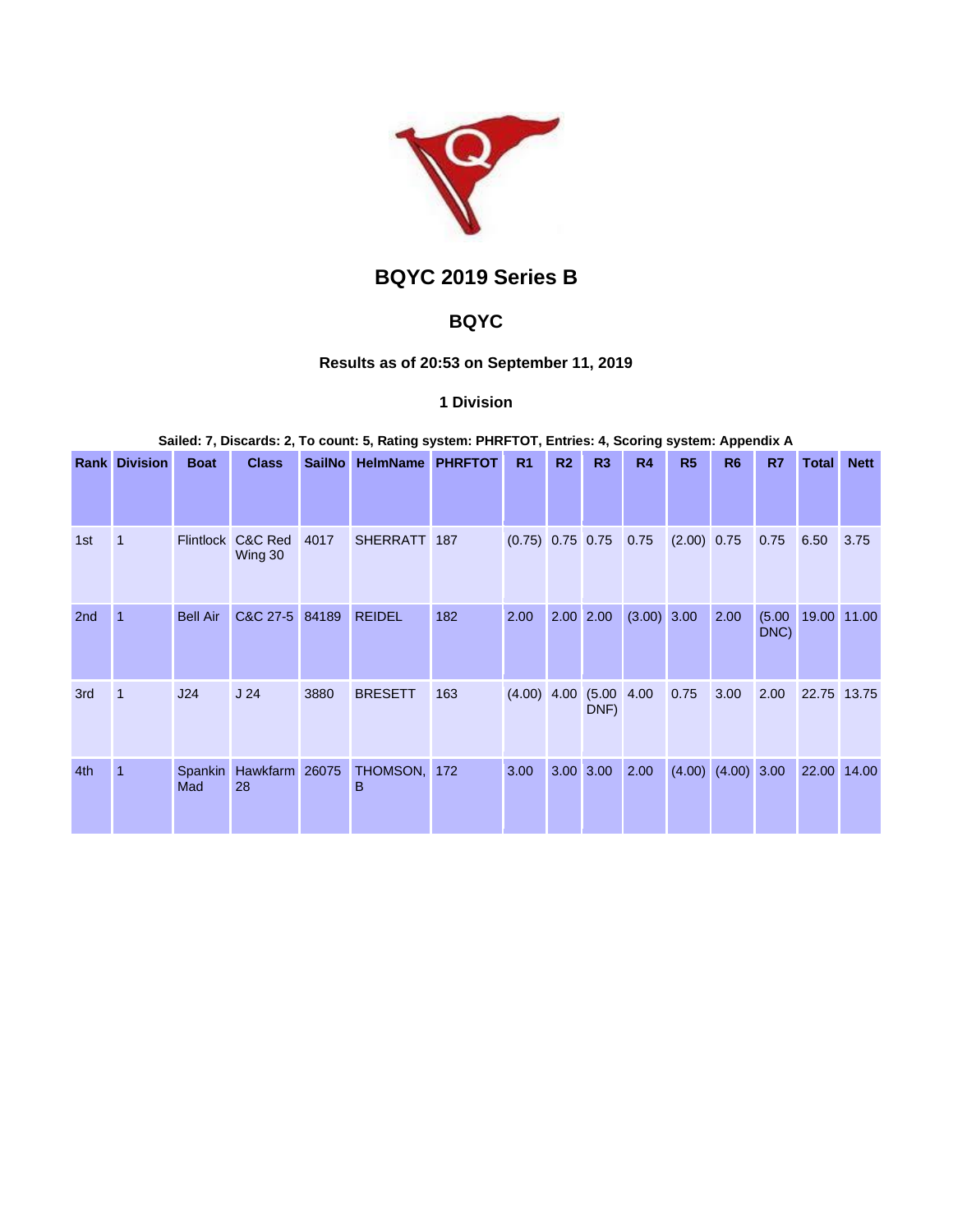# BQYC 2019 Series B

## BQYC

### Results as of 20:53 on September 11, 2019

### 1 Division

**Sailed: 7, Discards: 2, To count: 5, Rating system: PHRFTOT, Entries: 4, Scoring system: Appendix A**

| Rank | Division | Boat | Class | SailNo | HelmName | PHRFTOT | R1 | R2 | R3 | R4 | R5 | R6 | R7 | Total | Nett |
|---|---|---|---|---|---|---|---|---|---|---|---|---|---|---|---|
| 1st | 1 | Flintlock | C&C Red Wing 30 | 4017 | SHERRATT | 187 | (0.75) | 0.75 | 0.75 | 0.75 | (2.00) | 0.75 | 0.75 | 6.50 | 3.75 |
| 2nd | 1 | Bell Air | C&C 27-5 | 84189 | REIDEL | 182 | 2.00 | 2.00 | 2.00 | (3.00) | 3.00 | 2.00 | (5.00 DNC) | 19.00 | 11.00 |
| 3rd | 1 | J24 | J 24 | 3880 | BRESETT | 163 | (4.00) | 4.00 | (5.00 DNF) | 4.00 | 0.75 | 3.00 | 2.00 | 22.75 | 13.75 |
| 4th | 1 | Spankin Mad | Hawkfarm 28 | 26075 | THOMSON, B | 172 | 3.00 | 3.00 | 3.00 | 2.00 | (4.00) | (4.00) | 3.00 | 22.00 | 14.00 |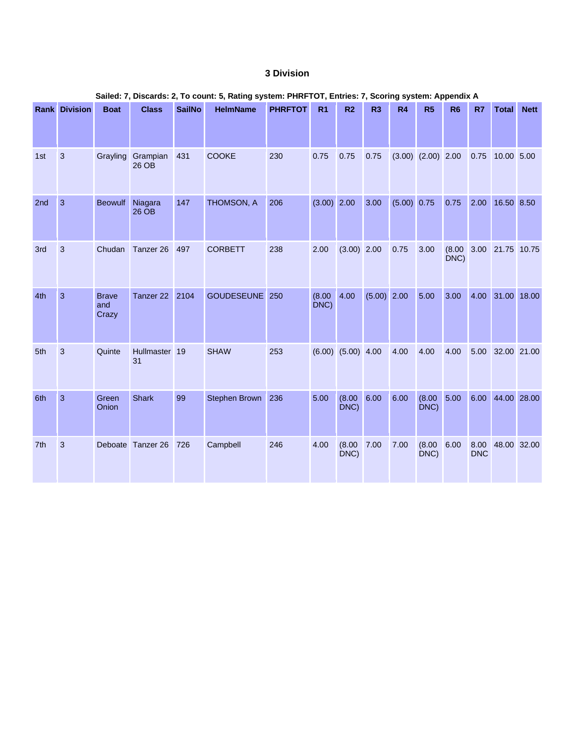### 3 Division

**Sailed: 7, Discards: 2, To count: 5, Rating system: PHRFTOT, Entries: 7, Scoring system: Appendix A**

| Rank | Division | Boat | Class | SailNo | HelmName | PHRFTOT | R1 | R2 | R3 | R4 | R5 | R6 | R7 | Total | Nett |
|---|---|---|---|---|---|---|---|---|---|---|---|---|---|---|---|
| 1st | 3 | Grayling | Grampian 26 OB | 431 | COOKE | 230 | 0.75 | 0.75 | 0.75 | (3.00) | (2.00) | 2.00 | 0.75 | 10.00 | 5.00 |
| 2nd | 3 | Beowulf | Niagara 26 OB | 147 | THOMSON, A | 206 | (3.00) | 2.00 | 3.00 | (5.00) | 0.75 | 0.75 | 2.00 | 16.50 | 8.50 |
| 3rd | 3 | Chudan | Tanzer 26 | 497 | CORBETT | 238 | 2.00 | (3.00) | 2.00 | 0.75 | 3.00 | (8.00 DNC) | 3.00 | 21.75 | 10.75 |
| 4th | 3 | Brave and Crazy | Tanzer 22 | 2104 | GOUDESEUNE | 250 | (8.00 DNC) | 4.00 | (5.00) | 2.00 | 5.00 | 3.00 | 4.00 | 31.00 | 18.00 |
| 5th | 3 | Quinte | Hullmaster 31 | 19 | SHAW | 253 | (6.00) | (5.00) | 4.00 | 4.00 | 4.00 | 4.00 | 5.00 | 32.00 | 21.00 |
| 6th | 3 | Green Onion | Shark | 99 | Stephen Brown | 236 | 5.00 | (8.00 DNC) | 6.00 | 6.00 | (8.00 DNC) | 5.00 | 6.00 | 44.00 | 28.00 |
| 7th | 3 | Deboate | Tanzer 26 | 726 | Campbell | 246 | 4.00 | (8.00 DNC) | 7.00 | 7.00 | (8.00 DNC) | 6.00 | 8.00 DNC | 48.00 | 32.00 |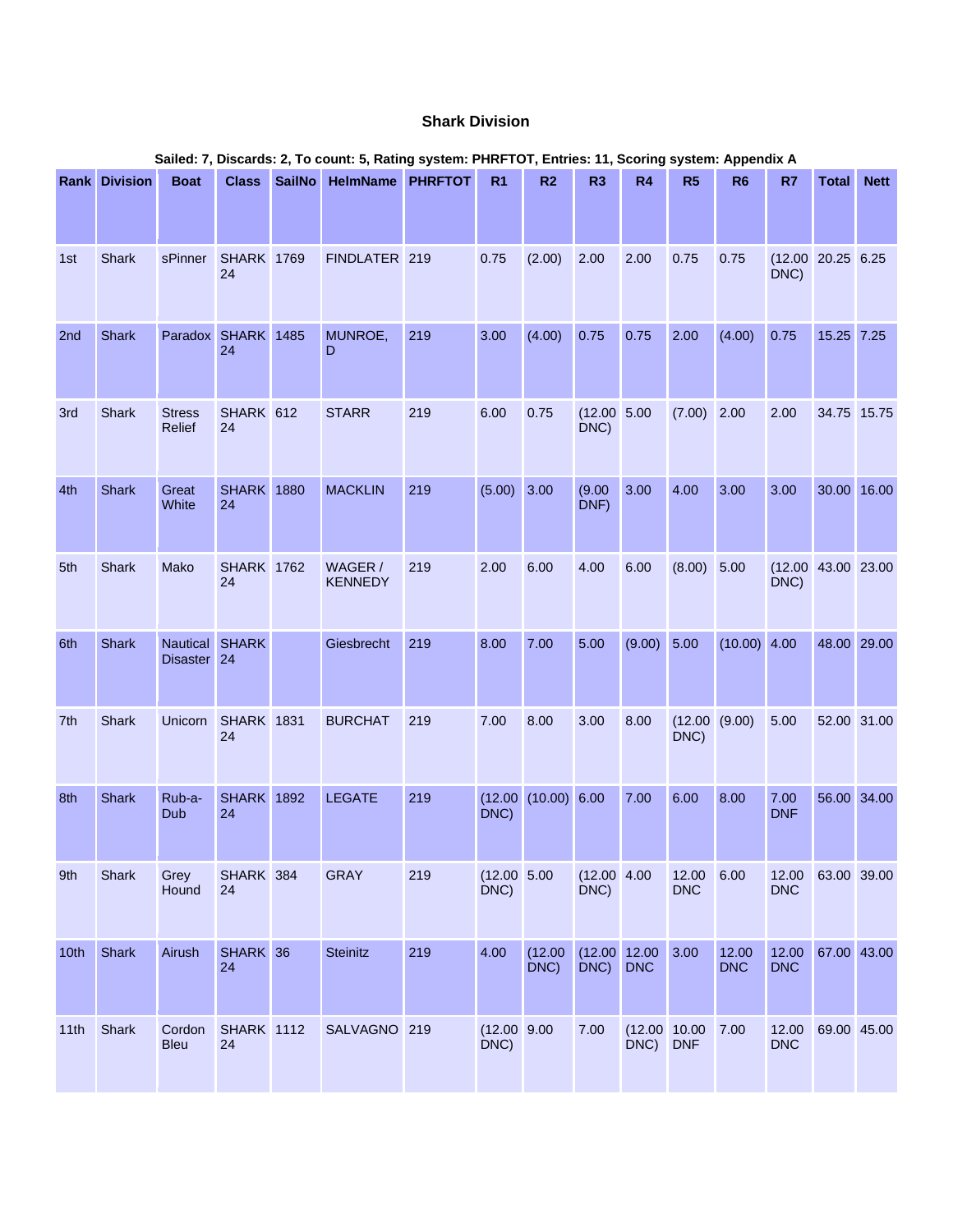## Shark Division

**Sailed: 7, Discards: 2, To count: 5, Rating system: PHRFTOT, Entries: 11, Scoring system: Appendix A**

| Rank | Division | Boat | Class | SailNo | HelmName | PHRFTOT | R1 | R2 | R3 | R4 | R5 | R6 | R7 | Total | Nett |
|---|---|---|---|---|---|---|---|---|---|---|---|---|---|---|---|
| 1st | Shark | sPinner | SHARK 24 | 1769 | FINDLATER | 219 | 0.75 | (2.00) | 2.00 | 2.00 | 0.75 | 0.75 | (12.00 DNC) | 20.25 | 6.25 |
| 2nd | Shark | Paradox | SHARK 24 | 1485 | MUNROE, D | 219 | 3.00 | (4.00) | 0.75 | 0.75 | 2.00 | (4.00) | 0.75 | 15.25 | 7.25 |
| 3rd | Shark | Stress Relief | SHARK 24 | 612 | STARR | 219 | 6.00 | 0.75 | (12.00 DNC) | 5.00 | (7.00) | 2.00 | 2.00 | 34.75 | 15.75 |
| 4th | Shark | Great White | SHARK 24 | 1880 | MACKLIN | 219 | (5.00) | 3.00 | (9.00 DNF) | 3.00 | 4.00 | 3.00 | 3.00 | 30.00 | 16.00 |
| 5th | Shark | Mako | SHARK 24 | 1762 | WAGER / KENNEDY | 219 | 2.00 | 6.00 | 4.00 | 6.00 | (8.00) | 5.00 | (12.00 DNC) | 43.00 | 23.00 |
| 6th | Shark | Nautical Disaster | SHARK 24 | | Giesbrecht | 219 | 8.00 | 7.00 | 5.00 | (9.00) | 5.00 | (10.00) | 4.00 | 48.00 | 29.00 |
| 7th | Shark | Unicorn | SHARK 24 | 1831 | BURCHAT | 219 | 7.00 | 8.00 | 3.00 | 8.00 | (12.00 DNC) | (9.00) | 5.00 | 52.00 | 31.00 |
| 8th | Shark | Rub-a-Dub | SHARK 24 | 1892 | LEGATE | 219 | (12.00 DNC) | (10.00) | 6.00 | 7.00 | 6.00 | 8.00 | 7.00 DNF | 56.00 | 34.00 |
| 9th | Shark | Grey Hound | SHARK 24 | 384 | GRAY | 219 | (12.00 DNC) | 5.00 | (12.00 DNC) | 4.00 | 12.00 DNC | 6.00 | 12.00 DNC | 63.00 | 39.00 |
| 10th | Shark | Airush | SHARK 24 | 36 | Steinitz | 219 | 4.00 | (12.00 DNC) | (12.00 DNC) | 12.00 DNC | 3.00 | 12.00 DNC | 12.00 DNC | 67.00 | 43.00 |
| 11th | Shark | Cordon Bleu | SHARK 24 | 1112 | SALVAGNO | 219 | (12.00 DNC) | 9.00 | 7.00 | (12.00 DNC) | 10.00 DNF | 7.00 | 12.00 DNC | 69.00 | 45.00 |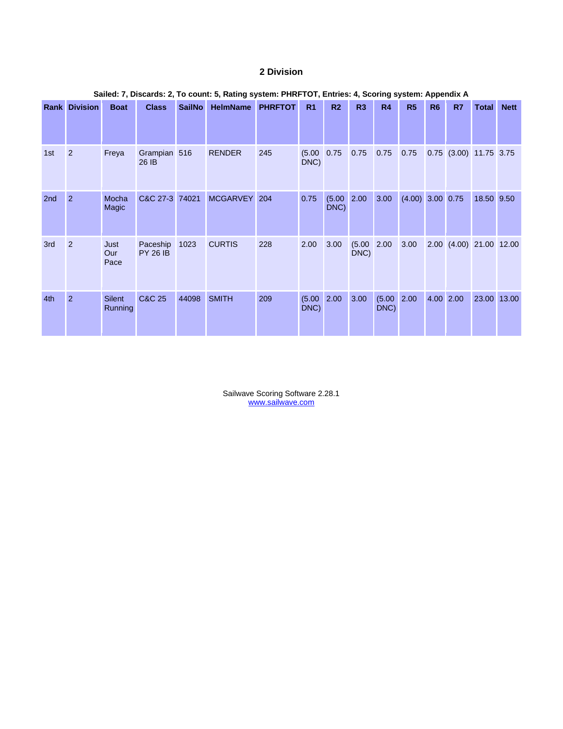## 2 Division

**Sailed: 7, Discards: 2, To count: 5, Rating system: PHRFTOT, Entries: 4, Scoring system: Appendix A**

| Rank | Division | Boat | Class | SailNo | HelmName | PHRFTOT | R1 | R2 | R3 | R4 | R5 | R6 | R7 | Total | Nett |
|---|---|---|---|---|---|---|---|---|---|---|---|---|---|---|---|
| 1st | 2 | Freya | Grampian 26 IB | 516 | RENDER | 245 | (5.00 DNC) | 0.75 | 0.75 | 0.75 | 0.75 | 0.75 | (3.00) | 11.75 | 3.75 |
| 2nd | 2 | Mocha Magic | C&C 27-3 | 74021 | MCGARVEY | 204 | 0.75 | (5.00 DNC) | 2.00 | 3.00 | (4.00) | 3.00 | 0.75 | 18.50 | 9.50 |
| 3rd | 2 | Just Our Pace | Paceship PY 26 IB | 1023 | CURTIS | 228 | 2.00 | 3.00 | (5.00 DNC) | 2.00 | 3.00 | 2.00 | (4.00) | 21.00 | 12.00 |
| 4th | 2 | Silent Running | C&C 25 | 44098 | SMITH | 209 | (5.00 DNC) | 2.00 | 3.00 | (5.00 DNC) | 2.00 | 4.00 | 2.00 | 23.00 | 13.00 |

Sailwave Scoring Software 2.28.1
www.sailwave.com